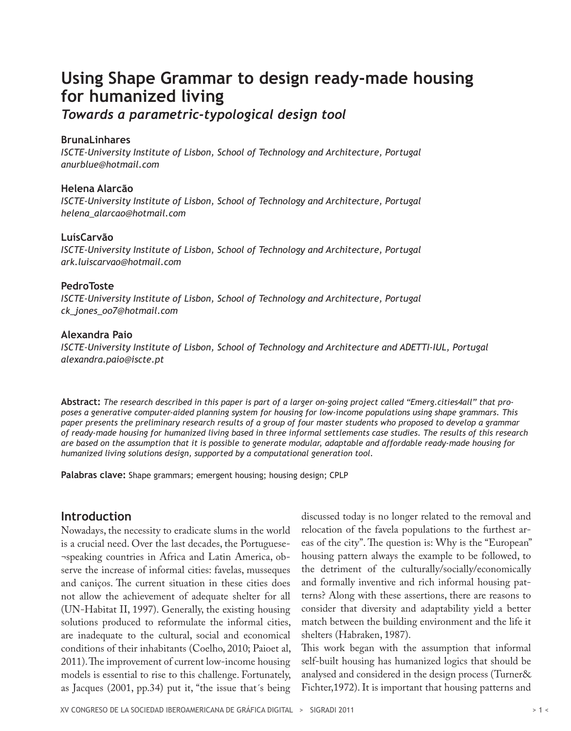# Using Shape Grammar to design ready-made housing for humanized living

## *Towards a parametric-typological design tool*

**BrunaLinhares**
*ISCTE-University Institute of Lisbon, School of Technology and Architecture, Portugal*
*anurblue@hotmail.com*

**Helena Alarcão**
*ISCTE-University Institute of Lisbon, School of Technology and Architecture, Portugal*
*helena_alarcao@hotmail.com*

**LuísCarvão**
*ISCTE-University Institute of Lisbon, School of Technology and Architecture, Portugal*
*ark.luiscarvao@hotmail.com*

**PedroToste**
*ISCTE-University Institute of Lisbon, School of Technology and Architecture, Portugal*
*ck_jones_oo7@hotmail.com*

**Alexandra Paio**
*ISCTE-University Institute of Lisbon, School of Technology and Architecture and ADETTI-IUL, Portugal*
*alexandra.paio@iscte.pt*

**Abstract:** *The research described in this paper is part of a larger on-going project called "Emerg.cities4all" that proposes a generative computer-aided planning system for housing for low-income populations using shape grammars. This paper presents the preliminary research results of a group of four master students who proposed to develop a grammar of ready-made housing for humanized living based in three informal settlements case studies. The results of this research are based on the assumption that it is possible to generate modular, adaptable and affordable ready-made housing for humanized living solutions design, supported by a computational generation tool.*

**Palabras clave:** Shape grammars; emergent housing; housing design; CPLP

## Introduction

Nowadays, the necessity to eradicate slums in the world is a crucial need. Over the last decades, the Portuguese-¬speaking countries in Africa and Latin America, observe the increase of informal cities: favelas, musseques and caniços. The current situation in these cities does not allow the achievement of adequate shelter for all (UN-Habitat II, 1997). Generally, the existing housing solutions produced to reformulate the informal cities, are inadequate to the cultural, social and economical conditions of their inhabitants (Coelho, 2010; Paioet al, 2011). The improvement of current low-income housing models is essential to rise to this challenge. Fortunately, as Jacques (2001, pp.34) put it, "the issue that´s being discussed today is no longer related to the removal and relocation of the favela populations to the furthest areas of the city". The question is: Why is the "European" housing pattern always the example to be followed, to the detriment of the culturally/socially/economically and formally inventive and rich informal housing patterns? Along with these assertions, there are reasons to consider that diversity and adaptability yield a better match between the building environment and the life it shelters (Habraken, 1987).

This work began with the assumption that informal self-built housing has humanized logics that should be analysed and considered in the design process (Turner& Fichter,1972). It is important that housing patterns and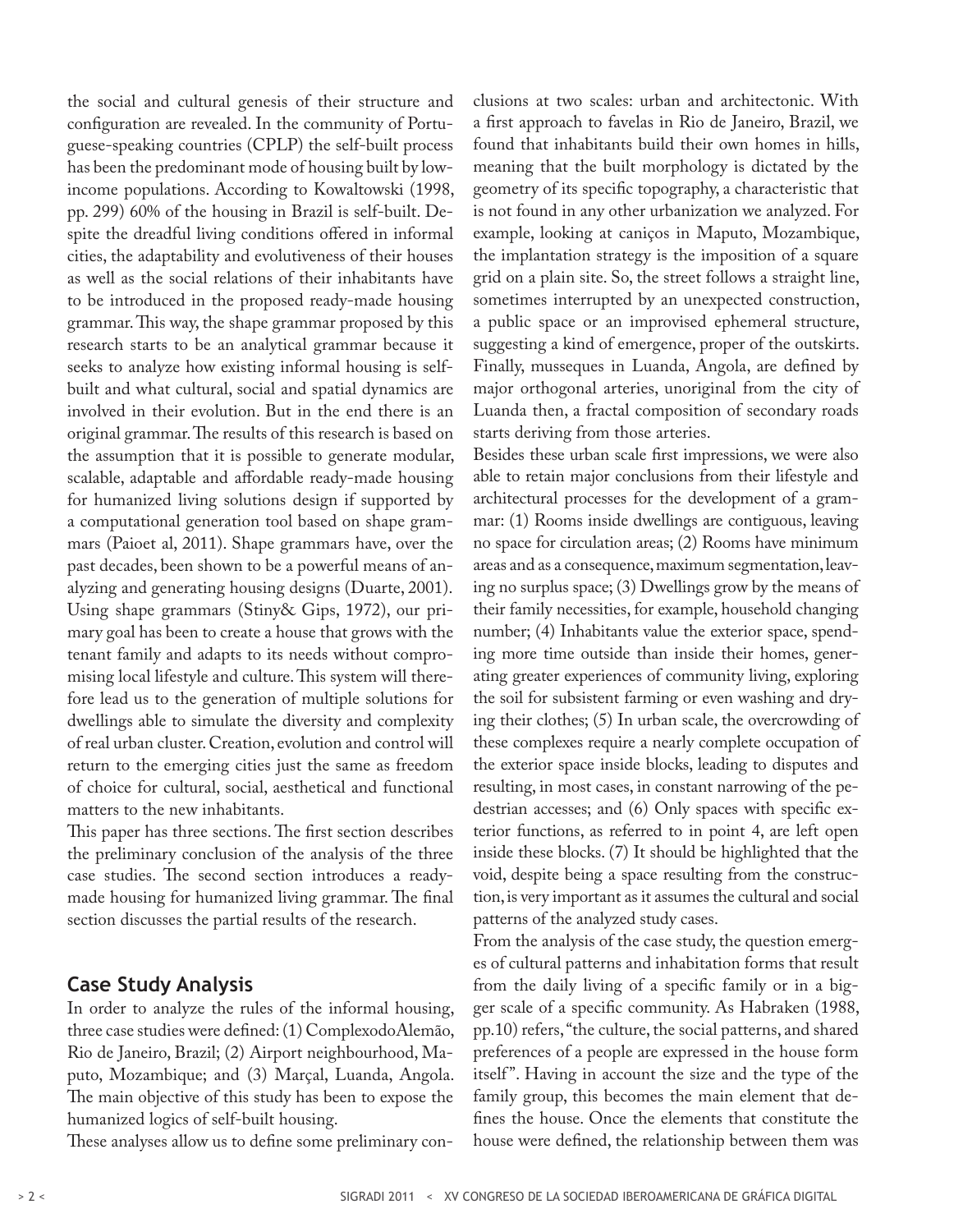the social and cultural genesis of their structure and configuration are revealed. In the community of Portuguese-speaking countries (CPLP) the self-built process has been the predominant mode of housing built by low-income populations. According to Kowaltowski (1998, pp. 299) 60% of the housing in Brazil is self-built. Despite the dreadful living conditions offered in informal cities, the adaptability and evolutiveness of their houses as well as the social relations of their inhabitants have to be introduced in the proposed ready-made housing grammar. This way, the shape grammar proposed by this research starts to be an analytical grammar because it seeks to analyze how existing informal housing is self-built and what cultural, social and spatial dynamics are involved in their evolution. But in the end there is an original grammar. The results of this research is based on the assumption that it is possible to generate modular, scalable, adaptable and affordable ready-made housing for humanized living solutions design if supported by a computational generation tool based on shape grammars (Paioet al, 2011). Shape grammars have, over the past decades, been shown to be a powerful means of analyzing and generating housing designs (Duarte, 2001). Using shape grammars (Stiny& Gips, 1972), our primary goal has been to create a house that grows with the tenant family and adapts to its needs without compromising local lifestyle and culture. This system will therefore lead us to the generation of multiple solutions for dwellings able to simulate the diversity and complexity of real urban cluster. Creation, evolution and control will return to the emerging cities just the same as freedom of choice for cultural, social, aesthetical and functional matters to the new inhabitants.

This paper has three sections. The first section describes the preliminary conclusion of the analysis of the three case studies. The second section introduces a ready-made housing for humanized living grammar. The final section discusses the partial results of the research.

## Case Study Analysis

In order to analyze the rules of the informal housing, three case studies were defined: (1) ComplexodoAlemão, Rio de Janeiro, Brazil; (2) Airport neighbourhood, Maputo, Mozambique; and (3) Marçal, Luanda, Angola. The main objective of this study has been to expose the humanized logics of self-built housing.

These analyses allow us to define some preliminary conclusions at two scales: urban and architectonic. With a first approach to favelas in Rio de Janeiro, Brazil, we found that inhabitants build their own homes in hills, meaning that the built morphology is dictated by the geometry of its specific topography, a characteristic that is not found in any other urbanization we analyzed. For example, looking at caniços in Maputo, Mozambique, the implantation strategy is the imposition of a square grid on a plain site. So, the street follows a straight line, sometimes interrupted by an unexpected construction, a public space or an improvised ephemeral structure, suggesting a kind of emergence, proper of the outskirts. Finally, musseques in Luanda, Angola, are defined by major orthogonal arteries, unoriginal from the city of Luanda then, a fractal composition of secondary roads starts deriving from those arteries.

Besides these urban scale first impressions, we were also able to retain major conclusions from their lifestyle and architectural processes for the development of a grammar: (1) Rooms inside dwellings are contiguous, leaving no space for circulation areas; (2) Rooms have minimum areas and as a consequence, maximum segmentation, leaving no surplus space; (3) Dwellings grow by the means of their family necessities, for example, household changing number; (4) Inhabitants value the exterior space, spending more time outside than inside their homes, generating greater experiences of community living, exploring the soil for subsistent farming or even washing and drying their clothes; (5) In urban scale, the overcrowding of these complexes require a nearly complete occupation of the exterior space inside blocks, leading to disputes and resulting, in most cases, in constant narrowing of the pedestrian accesses; and (6) Only spaces with specific exterior functions, as referred to in point 4, are left open inside these blocks. (7) It should be highlighted that the void, despite being a space resulting from the construction, is very important as it assumes the cultural and social patterns of the analyzed study cases.

From the analysis of the case study, the question emerges of cultural patterns and inhabitation forms that result from the daily living of a specific family or in a bigger scale of a specific community. As Habraken (1988, pp.10) refers, "the culture, the social patterns, and shared preferences of a people are expressed in the house form itself". Having in account the size and the type of the family group, this becomes the main element that defines the house. Once the elements that constitute the house were defined, the relationship between them was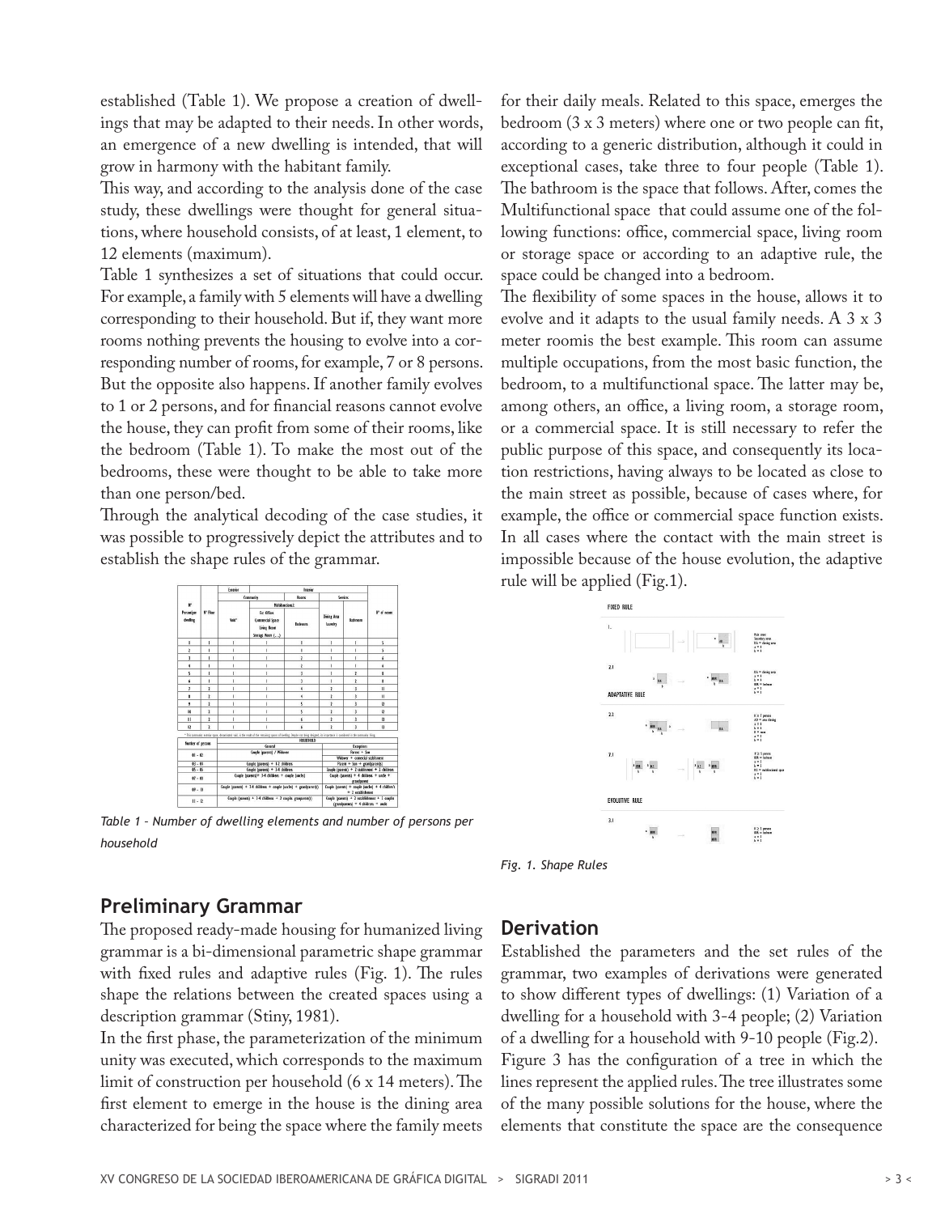established (Table 1). We propose a creation of dwellings that may be adapted to their needs. In other words, an emergence of a new dwelling is intended, that will grow in harmony with the habitant family.

This way, and according to the analysis done of the case study, these dwellings were thought for general situations, where household consists, of at least, 1 element, to 12 elements (maximum).

Table 1 synthesizes a set of situations that could occur. For example, a family with 5 elements will have a dwelling corresponding to their household. But if, they want more rooms nothing prevents the housing to evolve into a corresponding number of rooms, for example, 7 or 8 persons. But the opposite also happens. If another family evolves to 1 or 2 persons, and for financial reasons cannot evolve the house, they can profit from some of their rooms, like the bedroom (Table 1). To make the most out of the bedrooms, these were thought to be able to take more than one person/bed.

Through the analytical decoding of the case studies, it was possible to progressively depict the attributes and to establish the shape rules of the grammar.

| N° Prototype dwelling | N° Floor | Exterior | Community | Rooms | Services | | N° of rooms |
|---|---|---|---|---|---|---|---|
| | | Yard* | Multifunctional (Ex: Office, Commercial Space, Living Room, Storage Room (...)) | Bedrooms | Dining Area Laundry | Bathroom | |
| 1 | 1 | 1 | 1 | 1 | 1 | 1 | 5 |
| 2 | 1 | 1 | 1 | 1 | 1 | 1 | 5 |
| 3 | 1 | 1 | 1 | 2 | 1 | 1 | 6 |
| 4 | 1 | 1 | 1 | 2 | 1 | 1 | 6 |
| 5 | 1 | 1 | 1 | 3 | 1 | 2 | 8 |
| 6 | 1 | 1 | 1 | 3 | 1 | 2 | 8 |
| 7 | 2 | 1 | 1 | 4 | 2 | 3 | 11 |
| 8 | 2 | 1 | 1 | 4 | 2 | 3 | 11 |
| 9 | 2 | 1 | 1 | 5 | 2 | 3 | 12 |
| 10 | 2 | 1 | 1 | 5 | 2 | 3 | 12 |
| 11 | 2 | 1 | 1 | 6 | 2 | 3 | 13 |
| 12 | 2 | 1 | 1 | 6 | 2 | 3 | 13 |

* This community outdoor space, denominated yard, is the result of the remaining space of building. Despite not being designed, its importance is considered in the community living.

| Number of persons | Household – General | Household – Exceptions |
|---|---|---|
| 01 – 02 | Couple (parents) / Widower | Parent + Son; Widower + commercial establishment |
| 03 – 04 | Couple (parents) + 1-2 children | Parent + Son + grandparent(s) |
| 05 – 06 | Couple (parents) + 3-4 children | Couple (parents) + 2 establishment + 2 children |
| 07 – 08 | Couple (parents) + 3-4 children + couple (uncles) | Couple (parents) + 4 children + uncle + grandparent |
| 09 – 10 | Couple (parents) + 3-4 children + couple (uncles) + grandparent(s) | Couple (parents) + couple (uncles) + 4 children's + 2 establishment |
| 11 – 12 | Couple (parents) + 3-4 children + 2 couple grandparent(s) | Couple (parents) + 2 establishment + 1 couple (grandparents) + 4 children + uncle |

*Table 1 - Number of dwelling elements and number of persons per household*

## Preliminary Grammar

The proposed ready-made housing for humanized living grammar is a bi-dimensional parametric shape grammar with fixed rules and adaptive rules (Fig. 1). The rules shape the relations between the created spaces using a description grammar (Stiny, 1981).

In the first phase, the parameterization of the minimum unity was executed, which corresponds to the maximum limit of construction per household (6 x 14 meters). The first element to emerge in the house is the dining area characterized for being the space where the family meets for their daily meals. Related to this space, emerges the bedroom (3 x 3 meters) where one or two people can fit, according to a generic distribution, although it could in exceptional cases, take three to four people (Table 1). The bathroom is the space that follows. After, comes the Multifunctional space that could assume one of the following functions: office, commercial space, living room or storage space or according to an adaptive rule, the space could be changed into a bedroom.

The flexibility of some spaces in the house, allows it to evolve and it adapts to the usual family needs. A 3 x 3 meter roomis the best example. This room can assume multiple occupations, from the most basic function, the bedroom, to a multifunctional space. The latter may be, among others, an office, a living room, a storage room, or a commercial space. It is still necessary to refer the public purpose of this space, and consequently its location restrictions, having always to be located as close to the main street as possible, because of cases where, for example, the office or commercial space function exists. In all cases where the contact with the main street is impossible because of the house evolution, the adaptive rule will be applied (Fig.1).

*Fig. 1. Shape Rules*

## Derivation

Established the parameters and the set rules of the grammar, two examples of derivations were generated to show different types of dwellings: (1) Variation of a dwelling for a household with 3-4 people; (2) Variation of a dwelling for a household with 9-10 people (Fig.2).

Figure 3 has the configuration of a tree in which the lines represent the applied rules. The tree illustrates some of the many possible solutions for the house, where the elements that constitute the space are the consequence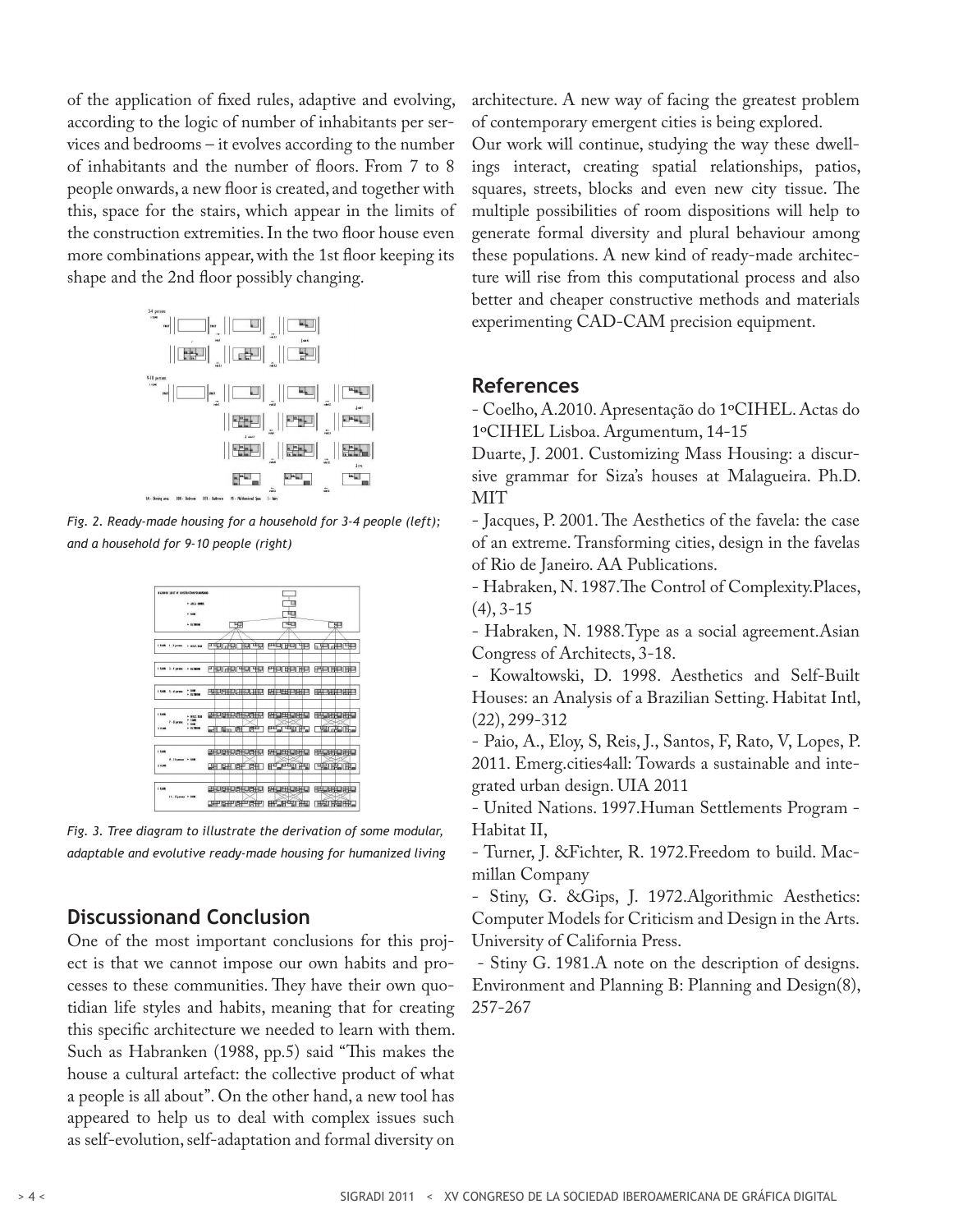of the application of fixed rules, adaptive and evolving, according to the logic of number of inhabitants per services and bedrooms – it evolves according to the number of inhabitants and the number of floors. From 7 to 8 people onwards, a new floor is created, and together with this, space for the stairs, which appear in the limits of the construction extremities. In the two floor house even more combinations appear, with the 1st floor keeping its shape and the 2nd floor possibly changing.

*Fig. 2. Ready-made housing for a household for 3-4 people (left); and a household for 9-10 people (right)*

*Fig. 3. Tree diagram to illustrate the derivation of some modular, adaptable and evolutive ready-made housing for humanized living*

## Discussionand Conclusion

One of the most important conclusions for this project is that we cannot impose our own habits and processes to these communities. They have their own quotidian life styles and habits, meaning that for creating this specific architecture we needed to learn with them. Such as Habranken (1988, pp.5) said "This makes the house a cultural artefact: the collective product of what a people is all about". On the other hand, a new tool has appeared to help us to deal with complex issues such as self-evolution, self-adaptation and formal diversity on architecture. A new way of facing the greatest problem of contemporary emergent cities is being explored.

Our work will continue, studying the way these dwellings interact, creating spatial relationships, patios, squares, streets, blocks and even new city tissue. The multiple possibilities of room dispositions will help to generate formal diversity and plural behaviour among these populations. A new kind of ready-made architecture will rise from this computational process and also better and cheaper constructive methods and materials experimenting CAD-CAM precision equipment.

## References

- Coelho, A.2010. Apresentação do 1ºCIHEL. Actas do 1ºCIHEL Lisboa. Argumentum, 14-15

Duarte, J. 2001. Customizing Mass Housing: a discursive grammar for Siza's houses at Malagueira. Ph.D. MIT

- Jacques, P. 2001. The Aesthetics of the favela: the case of an extreme. Transforming cities, design in the favelas of Rio de Janeiro. AA Publications.

- Habraken, N. 1987.The Control of Complexity.Places, (4), 3-15

- Habraken, N. 1988.Type as a social agreement.Asian Congress of Architects, 3-18.

- Kowaltowski, D. 1998. Aesthetics and Self-Built Houses: an Analysis of a Brazilian Setting. Habitat Intl, (22), 299-312

- Paio, A., Eloy, S, Reis, J., Santos, F, Rato, V, Lopes, P. 2011. Emerg.cities4all: Towards a sustainable and integrated urban design. UIA 2011

- United Nations. 1997.Human Settlements Program - Habitat II,

- Turner, J. &Fichter, R. 1972.Freedom to build. Macmillan Company

- Stiny, G. &Gips, J. 1972.Algorithmic Aesthetics: Computer Models for Criticism and Design in the Arts. University of California Press.

- Stiny G. 1981.A note on the description of designs. Environment and Planning B: Planning and Design(8), 257-267